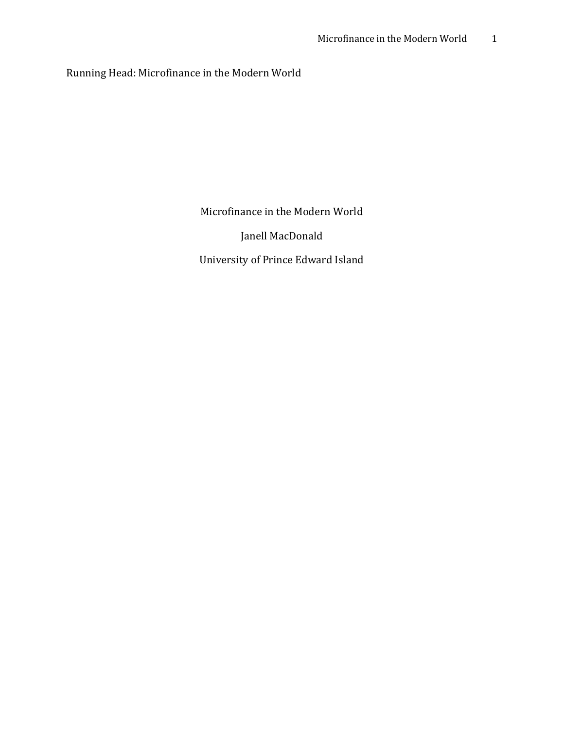Running Head: Microfinance in the Modern World

Microfinance in the Modern World

Janell MacDonald

University of Prince Edward Island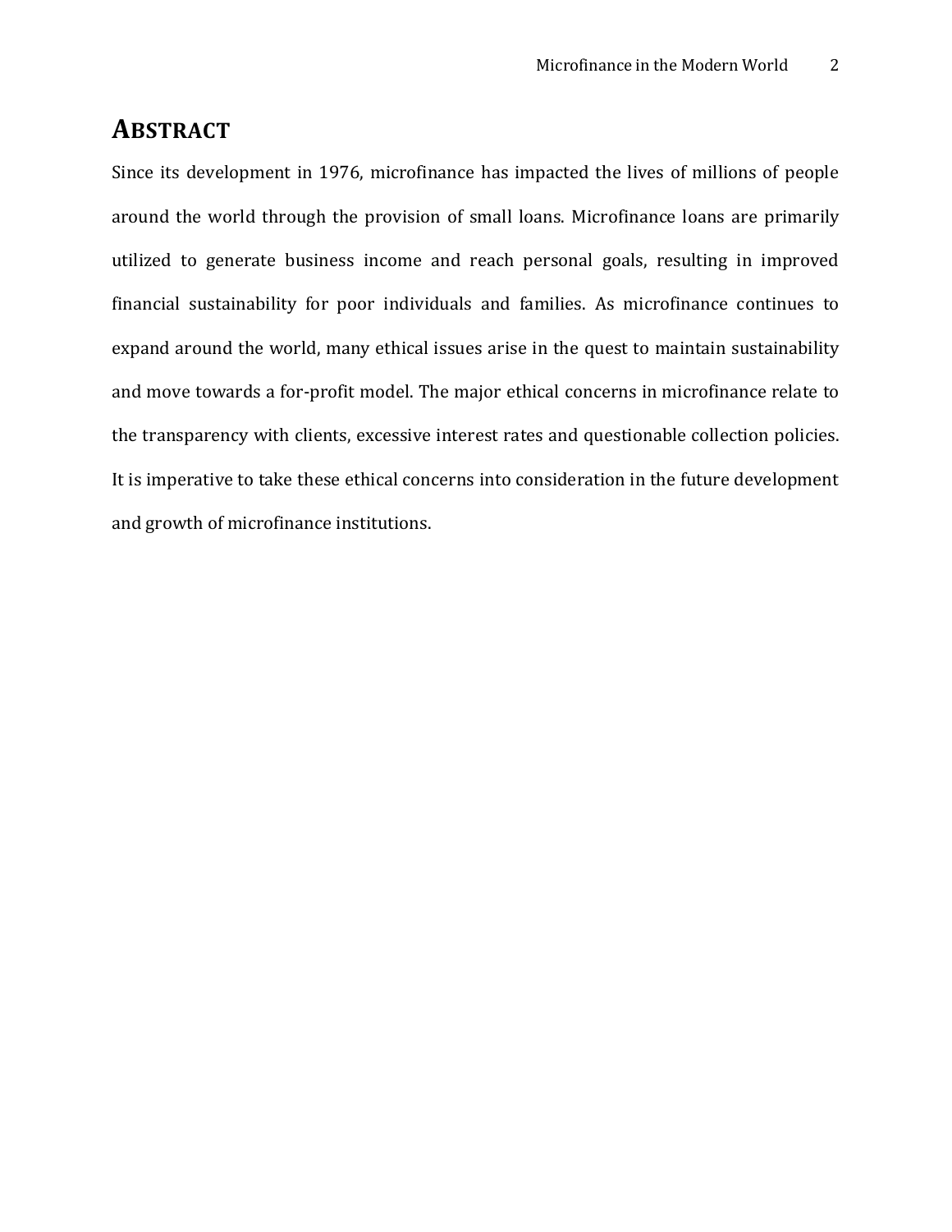# ABSTRACT

Since its development in 1976, microfinance has impacted the lives of millions of people around the world through the provision of small loans. Microfinance loans are primarily utilized to generate business income and reach personal goals, resulting in improved financial sustainability for poor individuals and families. As microfinance continues to expand around the world, many ethical issues arise in the quest to maintain sustainability and move towards a for-profit model. The major ethical concerns in microfinance relate to the transparency with clients, excessive interest rates and questionable collection policies. It is imperative to take these ethical concerns into consideration in the future development and growth of microfinance institutions.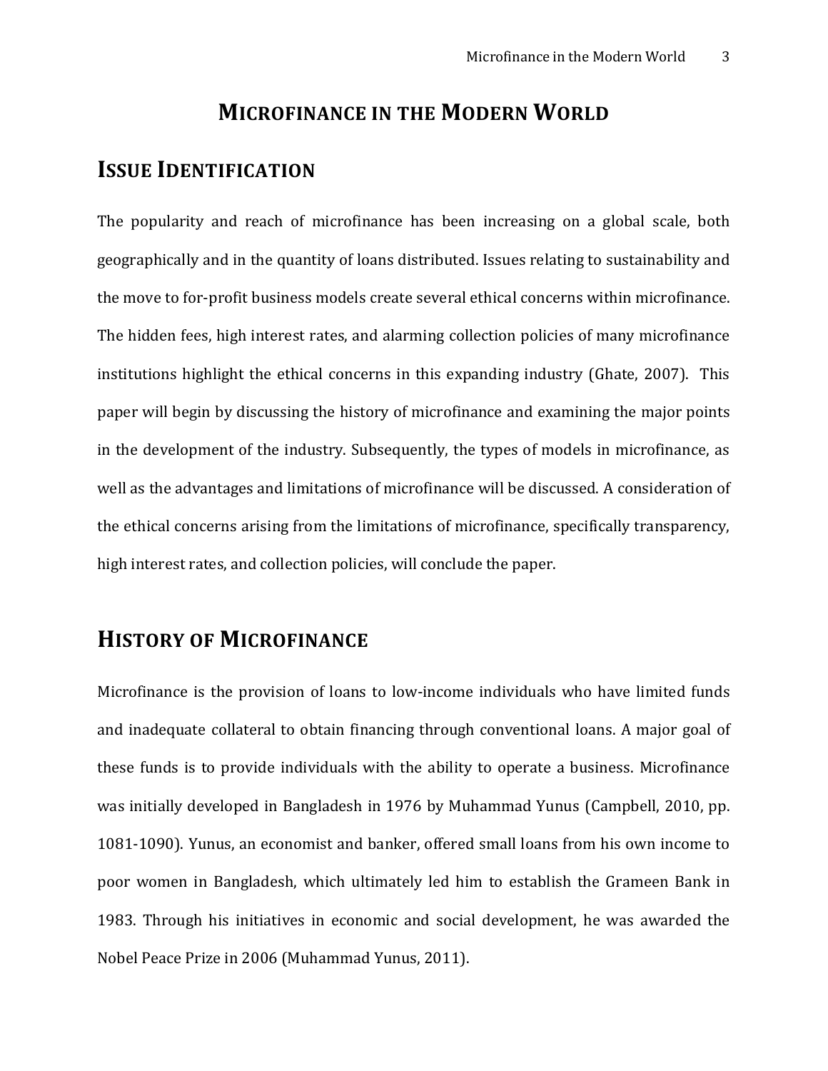# Microfinance in the Modern World

## Issue Identification

The popularity and reach of microfinance has been increasing on a global scale, both geographically and in the quantity of loans distributed. Issues relating to sustainability and the move to for-profit business models create several ethical concerns within microfinance. The hidden fees, high interest rates, and alarming collection policies of many microfinance institutions highlight the ethical concerns in this expanding industry (Ghate, 2007). This paper will begin by discussing the history of microfinance and examining the major points in the development of the industry. Subsequently, the types of models in microfinance, as well as the advantages and limitations of microfinance will be discussed. A consideration of the ethical concerns arising from the limitations of microfinance, specifically transparency, high interest rates, and collection policies, will conclude the paper.

## History of Microfinance

Microfinance is the provision of loans to low-income individuals who have limited funds and inadequate collateral to obtain financing through conventional loans. A major goal of these funds is to provide individuals with the ability to operate a business. Microfinance was initially developed in Bangladesh in 1976 by Muhammad Yunus (Campbell, 2010, pp. 1081-1090). Yunus, an economist and banker, offered small loans from his own income to poor women in Bangladesh, which ultimately led him to establish the Grameen Bank in 1983. Through his initiatives in economic and social development, he was awarded the Nobel Peace Prize in 2006 (Muhammad Yunus, 2011).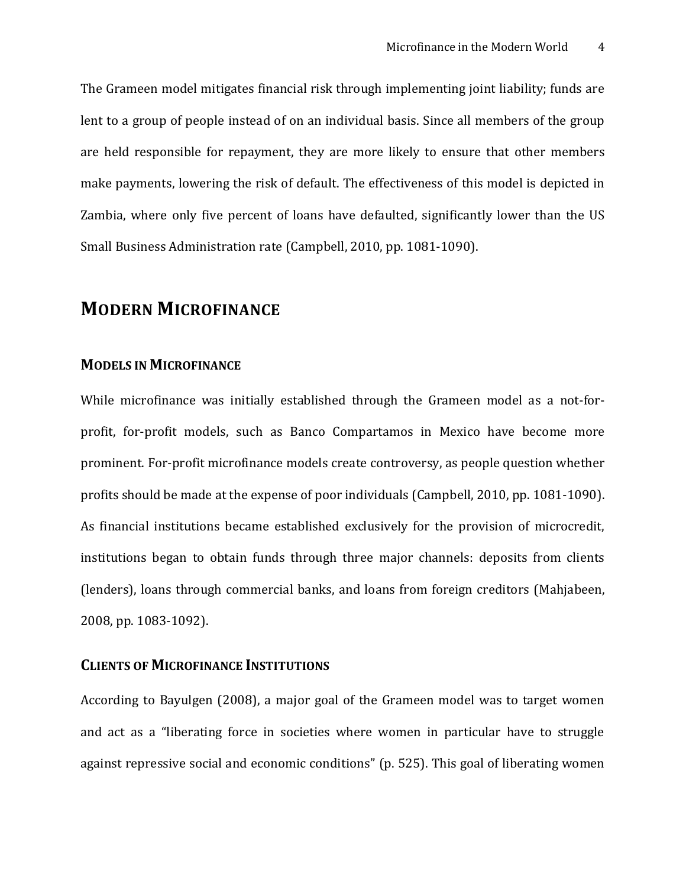The Grameen model mitigates financial risk through implementing joint liability; funds are lent to a group of people instead of on an individual basis. Since all members of the group are held responsible for repayment, they are more likely to ensure that other members make payments, lowering the risk of default. The effectiveness of this model is depicted in Zambia, where only five percent of loans have defaulted, significantly lower than the US Small Business Administration rate (Campbell, 2010, pp. 1081-1090).

## MODERN MICROFINANCE

### MODELS IN MICROFINANCE

While microfinance was initially established through the Grameen model as a not-for-profit, for-profit models, such as Banco Compartamos in Mexico have become more prominent. For-profit microfinance models create controversy, as people question whether profits should be made at the expense of poor individuals (Campbell, 2010, pp. 1081-1090). As financial institutions became established exclusively for the provision of microcredit, institutions began to obtain funds through three major channels: deposits from clients (lenders), loans through commercial banks, and loans from foreign creditors (Mahjabeen, 2008, pp. 1083-1092).

### CLIENTS OF MICROFINANCE INSTITUTIONS

According to Bayulgen (2008), a major goal of the Grameen model was to target women and act as a "liberating force in societies where women in particular have to struggle against repressive social and economic conditions" (p. 525). This goal of liberating women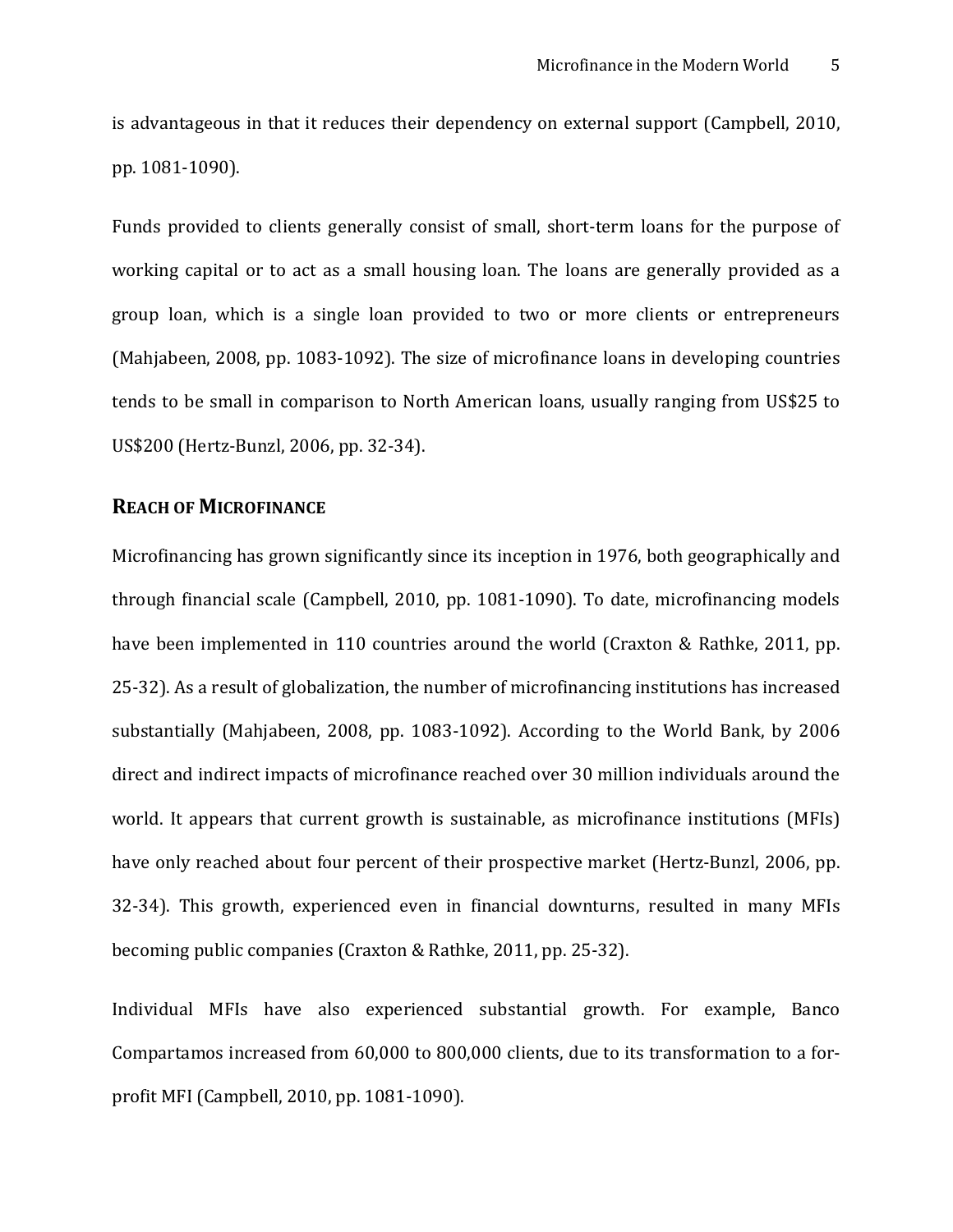is advantageous in that it reduces their dependency on external support (Campbell, 2010, pp. 1081-1090).

Funds provided to clients generally consist of small, short-term loans for the purpose of working capital or to act as a small housing loan. The loans are generally provided as a group loan, which is a single loan provided to two or more clients or entrepreneurs (Mahjabeen, 2008, pp. 1083-1092). The size of microfinance loans in developing countries tends to be small in comparison to North American loans, usually ranging from US$25 to US$200 (Hertz-Bunzl, 2006, pp. 32-34).

## REACH OF MICROFINANCE

Microfinancing has grown significantly since its inception in 1976, both geographically and through financial scale (Campbell, 2010, pp. 1081-1090). To date, microfinancing models have been implemented in 110 countries around the world (Craxton & Rathke, 2011, pp. 25-32). As a result of globalization, the number of microfinancing institutions has increased substantially (Mahjabeen, 2008, pp. 1083-1092). According to the World Bank, by 2006 direct and indirect impacts of microfinance reached over 30 million individuals around the world. It appears that current growth is sustainable, as microfinance institutions (MFIs) have only reached about four percent of their prospective market (Hertz-Bunzl, 2006, pp. 32-34). This growth, experienced even in financial downturns, resulted in many MFIs becoming public companies (Craxton & Rathke, 2011, pp. 25-32).

Individual MFIs have also experienced substantial growth. For example, Banco Compartamos increased from 60,000 to 800,000 clients, due to its transformation to a for-profit MFI (Campbell, 2010, pp. 1081-1090).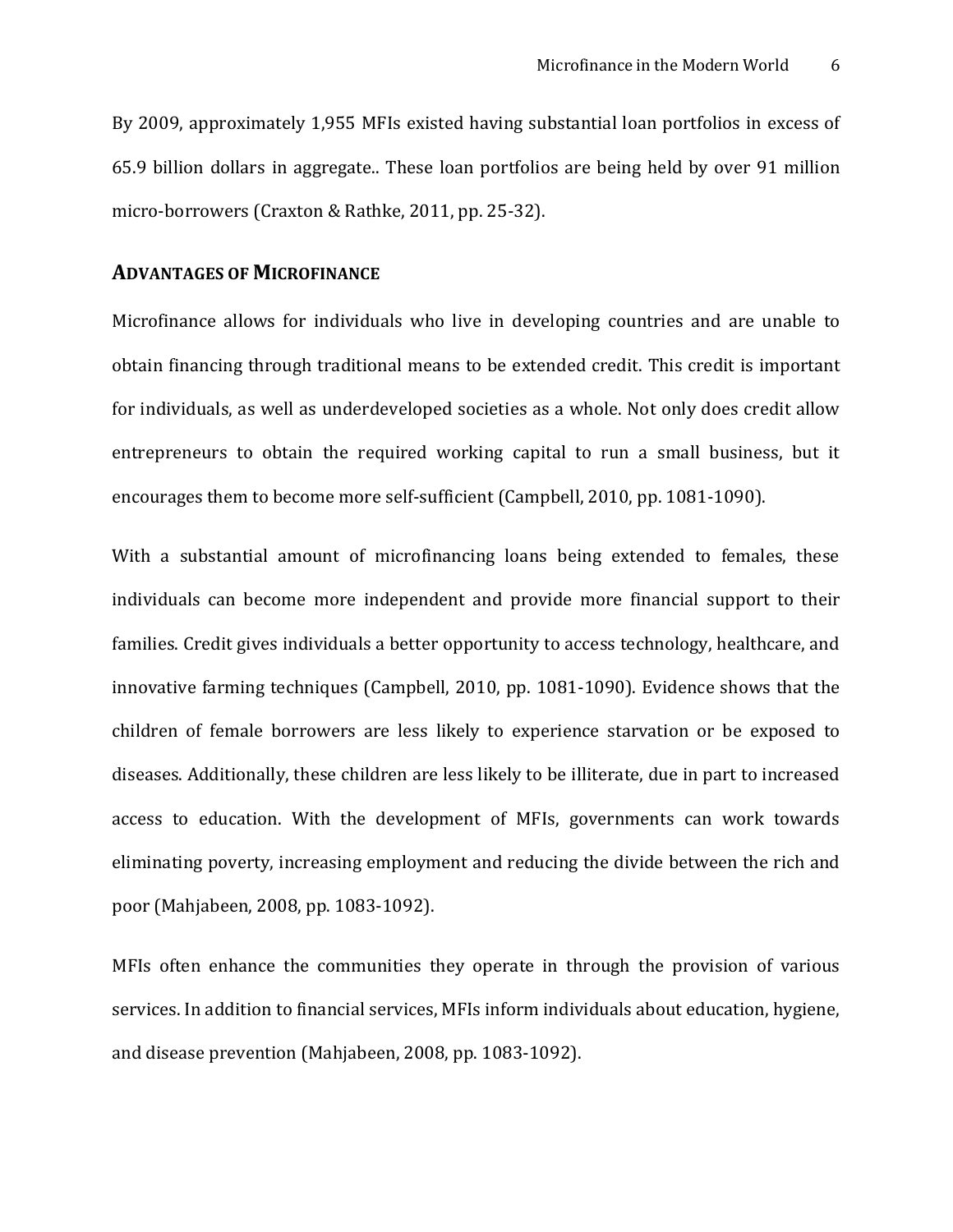By 2009, approximately 1,955 MFIs existed having substantial loan portfolios in excess of 65.9 billion dollars in aggregate.. These loan portfolios are being held by over 91 million micro-borrowers (Craxton & Rathke, 2011, pp. 25-32).

## ADVANTAGES OF MICROFINANCE

Microfinance allows for individuals who live in developing countries and are unable to obtain financing through traditional means to be extended credit. This credit is important for individuals, as well as underdeveloped societies as a whole. Not only does credit allow entrepreneurs to obtain the required working capital to run a small business, but it encourages them to become more self-sufficient (Campbell, 2010, pp. 1081-1090).

With a substantial amount of microfinancing loans being extended to females, these individuals can become more independent and provide more financial support to their families. Credit gives individuals a better opportunity to access technology, healthcare, and innovative farming techniques (Campbell, 2010, pp. 1081-1090). Evidence shows that the children of female borrowers are less likely to experience starvation or be exposed to diseases. Additionally, these children are less likely to be illiterate, due in part to increased access to education. With the development of MFIs, governments can work towards eliminating poverty, increasing employment and reducing the divide between the rich and poor (Mahjabeen, 2008, pp. 1083-1092).

MFIs often enhance the communities they operate in through the provision of various services. In addition to financial services, MFIs inform individuals about education, hygiene, and disease prevention (Mahjabeen, 2008, pp. 1083-1092).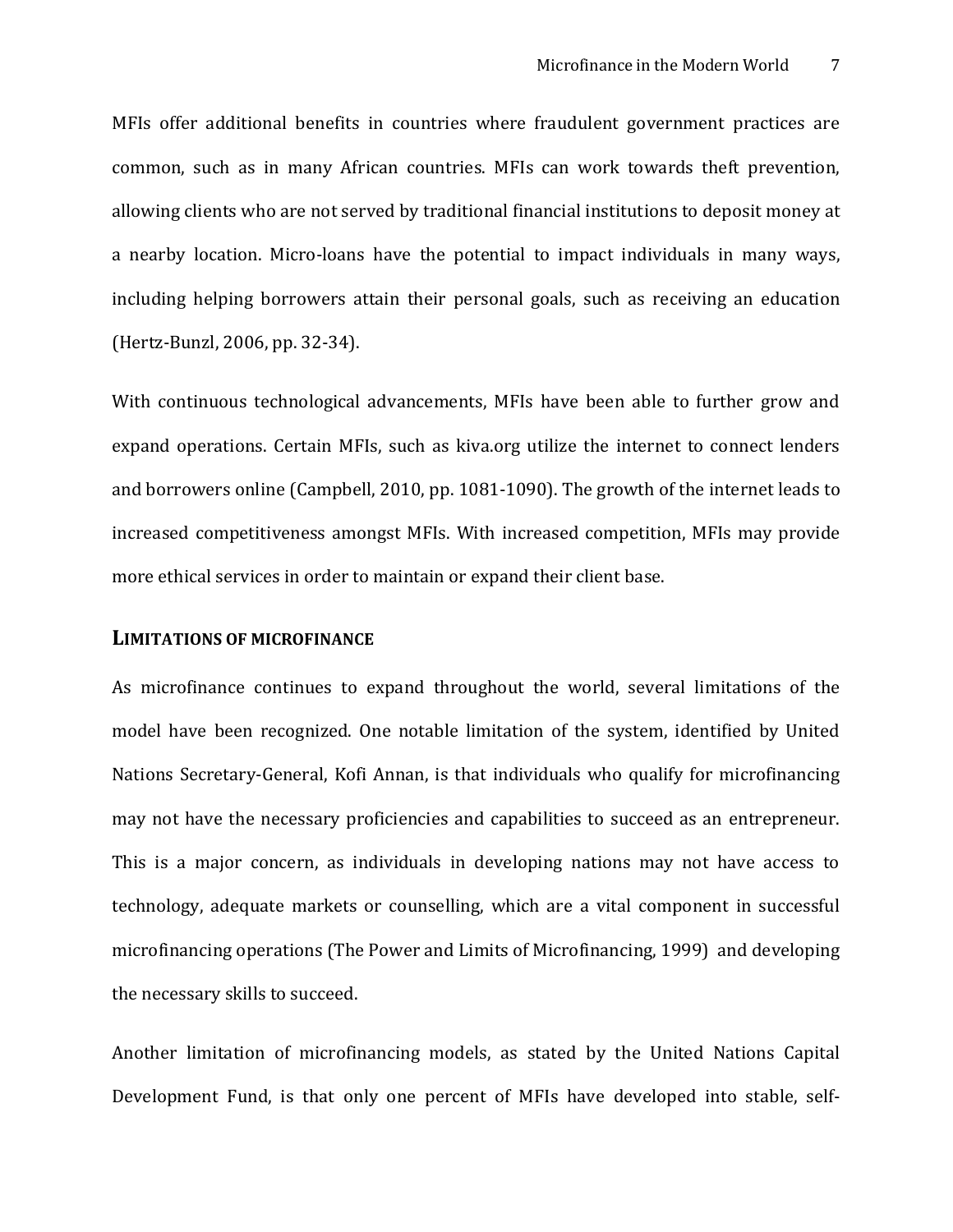MFIs offer additional benefits in countries where fraudulent government practices are common, such as in many African countries. MFIs can work towards theft prevention, allowing clients who are not served by traditional financial institutions to deposit money at a nearby location. Micro-loans have the potential to impact individuals in many ways, including helping borrowers attain their personal goals, such as receiving an education (Hertz-Bunzl, 2006, pp. 32-34).

With continuous technological advancements, MFIs have been able to further grow and expand operations. Certain MFIs, such as kiva.org utilize the internet to connect lenders and borrowers online (Campbell, 2010, pp. 1081-1090). The growth of the internet leads to increased competitiveness amongst MFIs. With increased competition, MFIs may provide more ethical services in order to maintain or expand their client base.

## LIMITATIONS OF MICROFINANCE

As microfinance continues to expand throughout the world, several limitations of the model have been recognized. One notable limitation of the system, identified by United Nations Secretary-General, Kofi Annan, is that individuals who qualify for microfinancing may not have the necessary proficiencies and capabilities to succeed as an entrepreneur. This is a major concern, as individuals in developing nations may not have access to technology, adequate markets or counselling, which are a vital component in successful microfinancing operations (The Power and Limits of Microfinancing, 1999) and developing the necessary skills to succeed.

Another limitation of microfinancing models, as stated by the United Nations Capital Development Fund, is that only one percent of MFIs have developed into stable, self-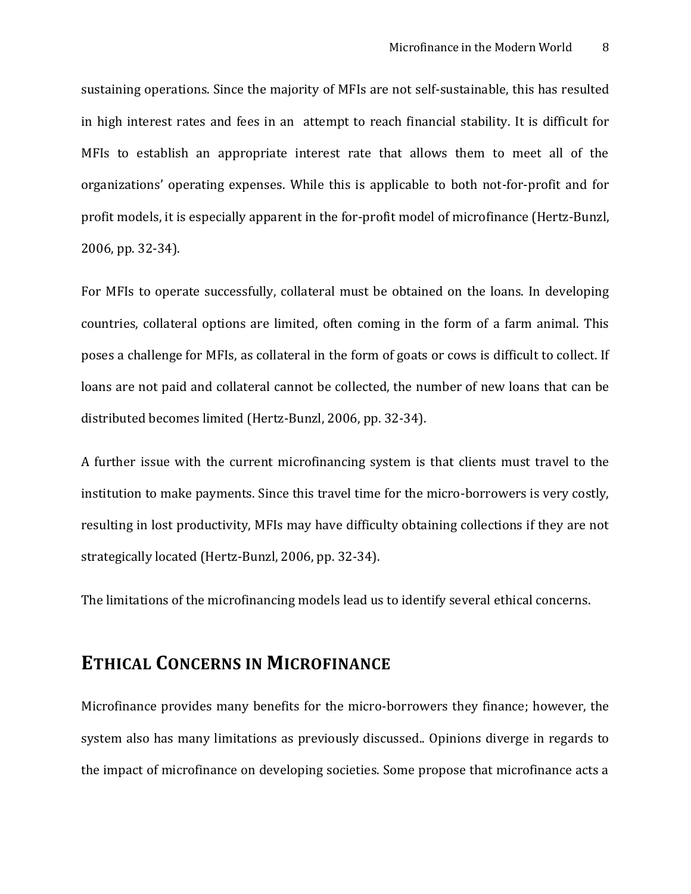sustaining operations. Since the majority of MFIs are not self-sustainable, this has resulted in high interest rates and fees in an attempt to reach financial stability. It is difficult for MFIs to establish an appropriate interest rate that allows them to meet all of the organizations' operating expenses. While this is applicable to both not-for-profit and for profit models, it is especially apparent in the for-profit model of microfinance (Hertz-Bunzl, 2006, pp. 32-34).

For MFIs to operate successfully, collateral must be obtained on the loans. In developing countries, collateral options are limited, often coming in the form of a farm animal. This poses a challenge for MFIs, as collateral in the form of goats or cows is difficult to collect. If loans are not paid and collateral cannot be collected, the number of new loans that can be distributed becomes limited (Hertz-Bunzl, 2006, pp. 32-34).

A further issue with the current microfinancing system is that clients must travel to the institution to make payments. Since this travel time for the micro-borrowers is very costly, resulting in lost productivity, MFIs may have difficulty obtaining collections if they are not strategically located (Hertz-Bunzl, 2006, pp. 32-34).

The limitations of the microfinancing models lead us to identify several ethical concerns.

## ETHICAL CONCERNS IN MICROFINANCE

Microfinance provides many benefits for the micro-borrowers they finance; however, the system also has many limitations as previously discussed.. Opinions diverge in regards to the impact of microfinance on developing societies. Some propose that microfinance acts a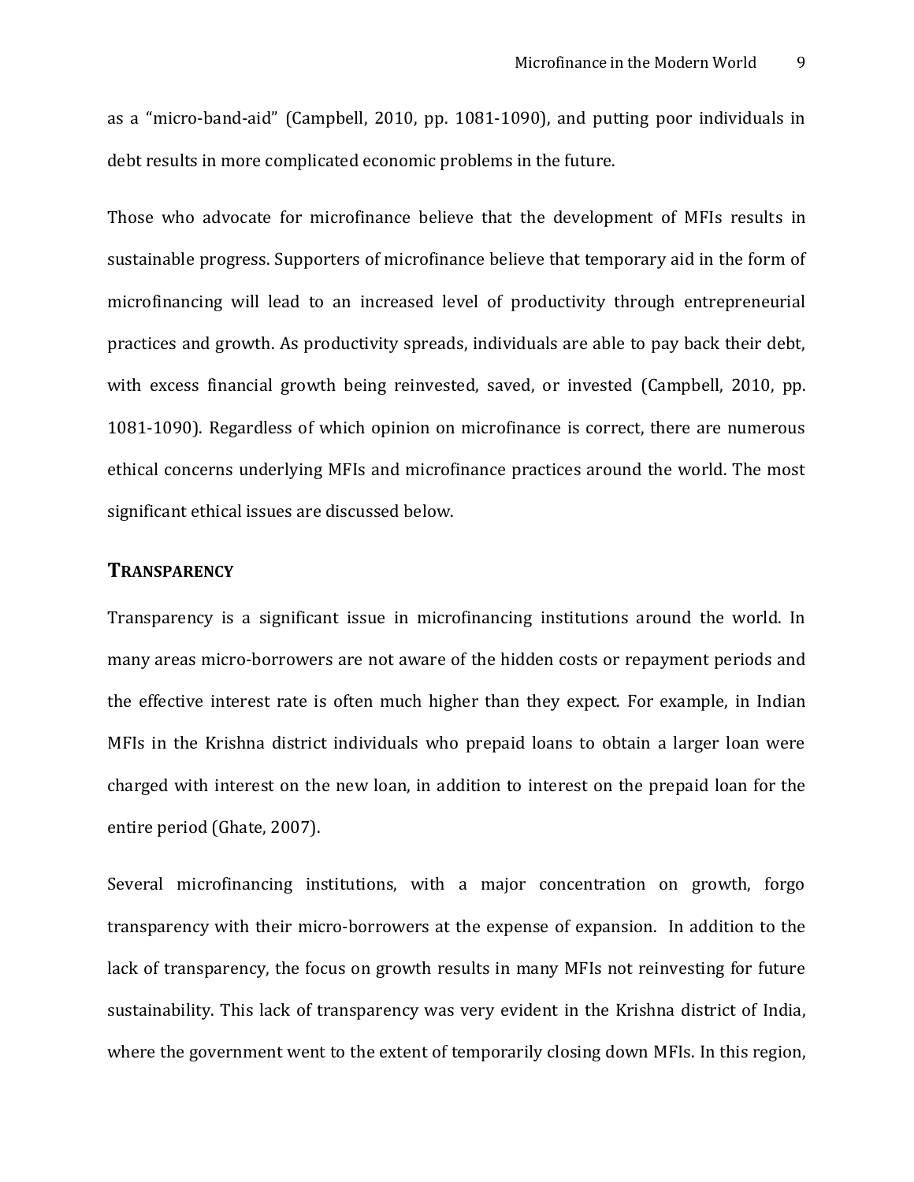as a "micro-band-aid" (Campbell, 2010, pp. 1081-1090), and putting poor individuals in debt results in more complicated economic problems in the future.

Those who advocate for microfinance believe that the development of MFIs results in sustainable progress. Supporters of microfinance believe that temporary aid in the form of microfinancing will lead to an increased level of productivity through entrepreneurial practices and growth. As productivity spreads, individuals are able to pay back their debt, with excess financial growth being reinvested, saved, or invested (Campbell, 2010, pp. 1081-1090). Regardless of which opinion on microfinance is correct, there are numerous ethical concerns underlying MFIs and microfinance practices around the world. The most significant ethical issues are discussed below.

## TRANSPARENCY

Transparency is a significant issue in microfinancing institutions around the world. In many areas micro-borrowers are not aware of the hidden costs or repayment periods and the effective interest rate is often much higher than they expect. For example, in Indian MFIs in the Krishna district individuals who prepaid loans to obtain a larger loan were charged with interest on the new loan, in addition to interest on the prepaid loan for the entire period (Ghate, 2007).

Several microfinancing institutions, with a major concentration on growth, forgo transparency with their micro-borrowers at the expense of expansion. In addition to the lack of transparency, the focus on growth results in many MFIs not reinvesting for future sustainability. This lack of transparency was very evident in the Krishna district of India, where the government went to the extent of temporarily closing down MFIs. In this region,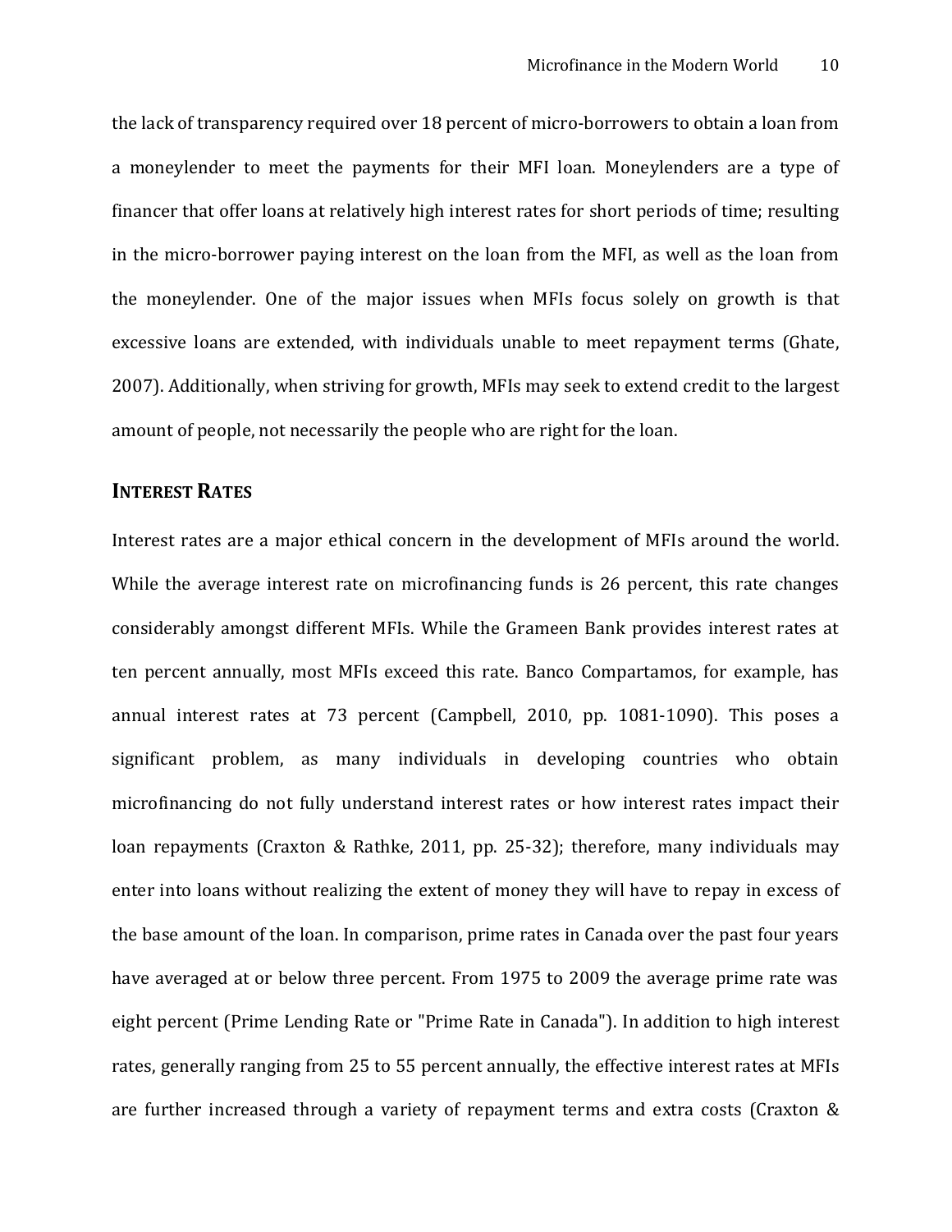the lack of transparency required over 18 percent of micro-borrowers to obtain a loan from a moneylender to meet the payments for their MFI loan. Moneylenders are a type of financer that offer loans at relatively high interest rates for short periods of time; resulting in the micro-borrower paying interest on the loan from the MFI, as well as the loan from the moneylender. One of the major issues when MFIs focus solely on growth is that excessive loans are extended, with individuals unable to meet repayment terms (Ghate, 2007). Additionally, when striving for growth, MFIs may seek to extend credit to the largest amount of people, not necessarily the people who are right for the loan.

## INTEREST RATES

Interest rates are a major ethical concern in the development of MFIs around the world. While the average interest rate on microfinancing funds is 26 percent, this rate changes considerably amongst different MFIs. While the Grameen Bank provides interest rates at ten percent annually, most MFIs exceed this rate. Banco Compartamos, for example, has annual interest rates at 73 percent (Campbell, 2010, pp. 1081-1090). This poses a significant problem, as many individuals in developing countries who obtain microfinancing do not fully understand interest rates or how interest rates impact their loan repayments (Craxton & Rathke, 2011, pp. 25-32); therefore, many individuals may enter into loans without realizing the extent of money they will have to repay in excess of the base amount of the loan. In comparison, prime rates in Canada over the past four years have averaged at or below three percent. From 1975 to 2009 the average prime rate was eight percent (Prime Lending Rate or "Prime Rate in Canada"). In addition to high interest rates, generally ranging from 25 to 55 percent annually, the effective interest rates at MFIs are further increased through a variety of repayment terms and extra costs (Craxton &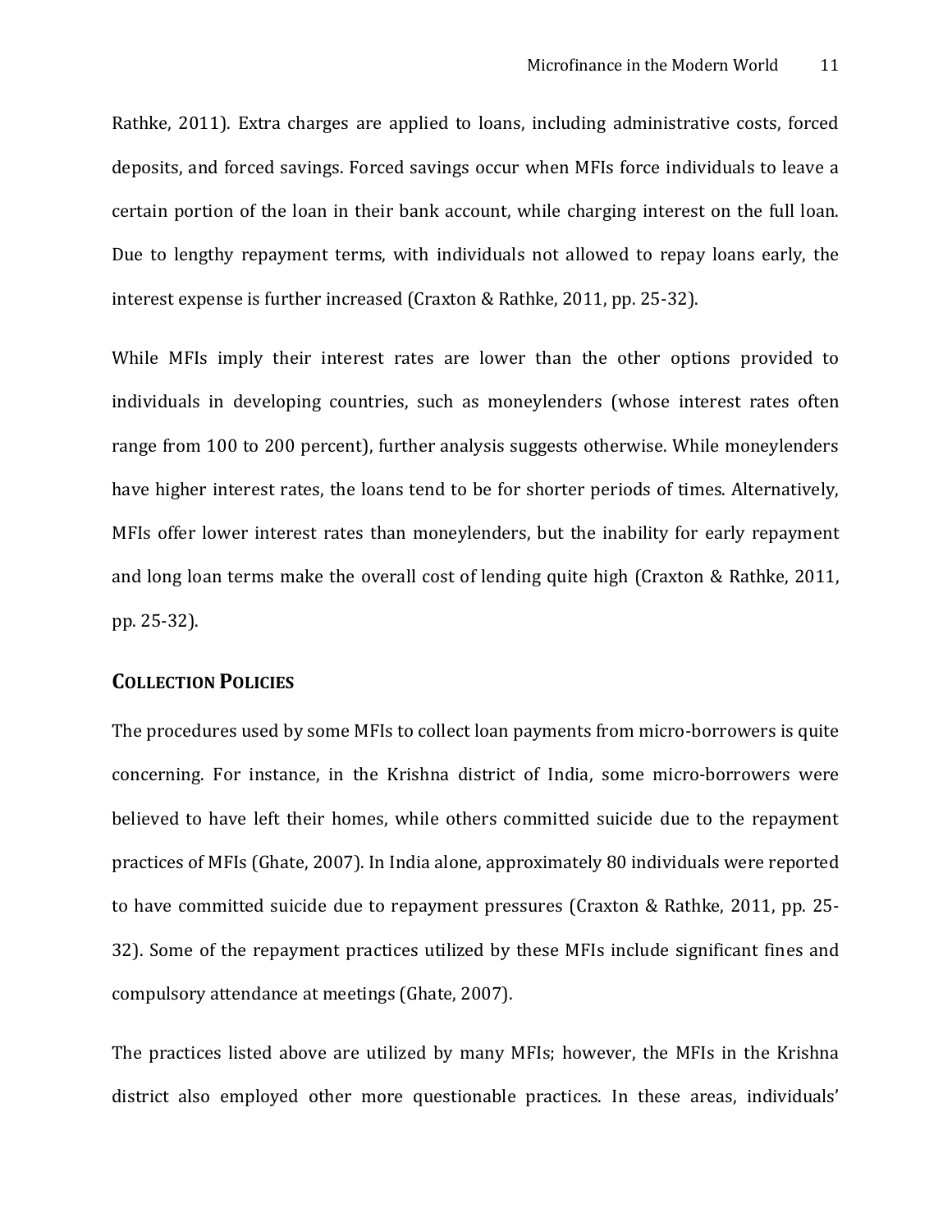Rathke, 2011). Extra charges are applied to loans, including administrative costs, forced deposits, and forced savings. Forced savings occur when MFIs force individuals to leave a certain portion of the loan in their bank account, while charging interest on the full loan. Due to lengthy repayment terms, with individuals not allowed to repay loans early, the interest expense is further increased (Craxton & Rathke, 2011, pp. 25-32).

While MFIs imply their interest rates are lower than the other options provided to individuals in developing countries, such as moneylenders (whose interest rates often range from 100 to 200 percent), further analysis suggests otherwise. While moneylenders have higher interest rates, the loans tend to be for shorter periods of times. Alternatively, MFIs offer lower interest rates than moneylenders, but the inability for early repayment and long loan terms make the overall cost of lending quite high (Craxton & Rathke, 2011, pp. 25-32).

## Collection Policies

The procedures used by some MFIs to collect loan payments from micro-borrowers is quite concerning. For instance, in the Krishna district of India, some micro-borrowers were believed to have left their homes, while others committed suicide due to the repayment practices of MFIs (Ghate, 2007). In India alone, approximately 80 individuals were reported to have committed suicide due to repayment pressures (Craxton & Rathke, 2011, pp. 25-32). Some of the repayment practices utilized by these MFIs include significant fines and compulsory attendance at meetings (Ghate, 2007).

The practices listed above are utilized by many MFIs; however, the MFIs in the Krishna district also employed other more questionable practices. In these areas, individuals'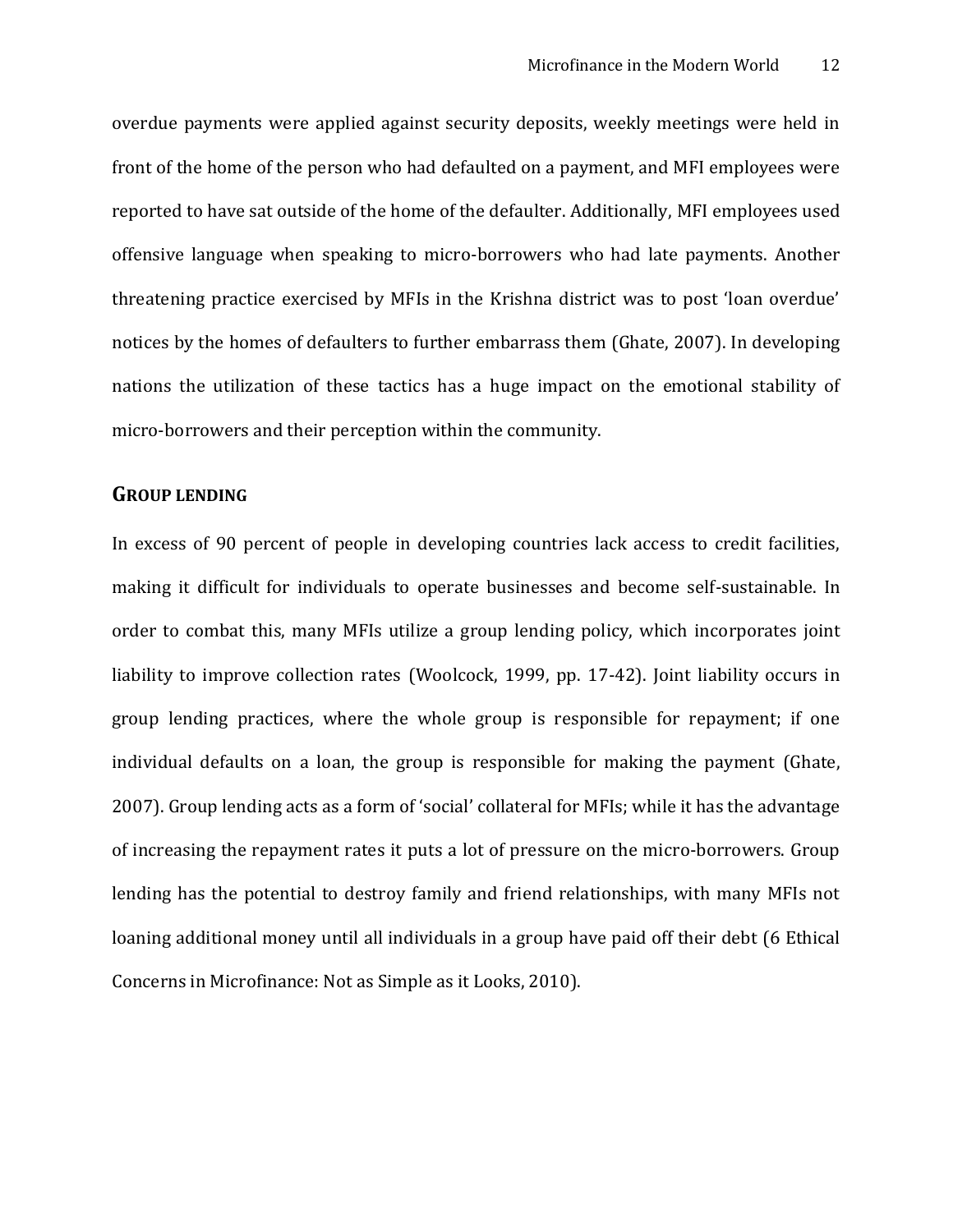overdue payments were applied against security deposits, weekly meetings were held in front of the home of the person who had defaulted on a payment, and MFI employees were reported to have sat outside of the home of the defaulter. Additionally, MFI employees used offensive language when speaking to micro-borrowers who had late payments. Another threatening practice exercised by MFIs in the Krishna district was to post 'loan overdue' notices by the homes of defaulters to further embarrass them (Ghate, 2007). In developing nations the utilization of these tactics has a huge impact on the emotional stability of micro-borrowers and their perception within the community.

## GROUP LENDING

In excess of 90 percent of people in developing countries lack access to credit facilities, making it difficult for individuals to operate businesses and become self-sustainable. In order to combat this, many MFIs utilize a group lending policy, which incorporates joint liability to improve collection rates (Woolcock, 1999, pp. 17-42). Joint liability occurs in group lending practices, where the whole group is responsible for repayment; if one individual defaults on a loan, the group is responsible for making the payment (Ghate, 2007). Group lending acts as a form of 'social' collateral for MFIs; while it has the advantage of increasing the repayment rates it puts a lot of pressure on the micro-borrowers. Group lending has the potential to destroy family and friend relationships, with many MFIs not loaning additional money until all individuals in a group have paid off their debt (6 Ethical Concerns in Microfinance: Not as Simple as it Looks, 2010).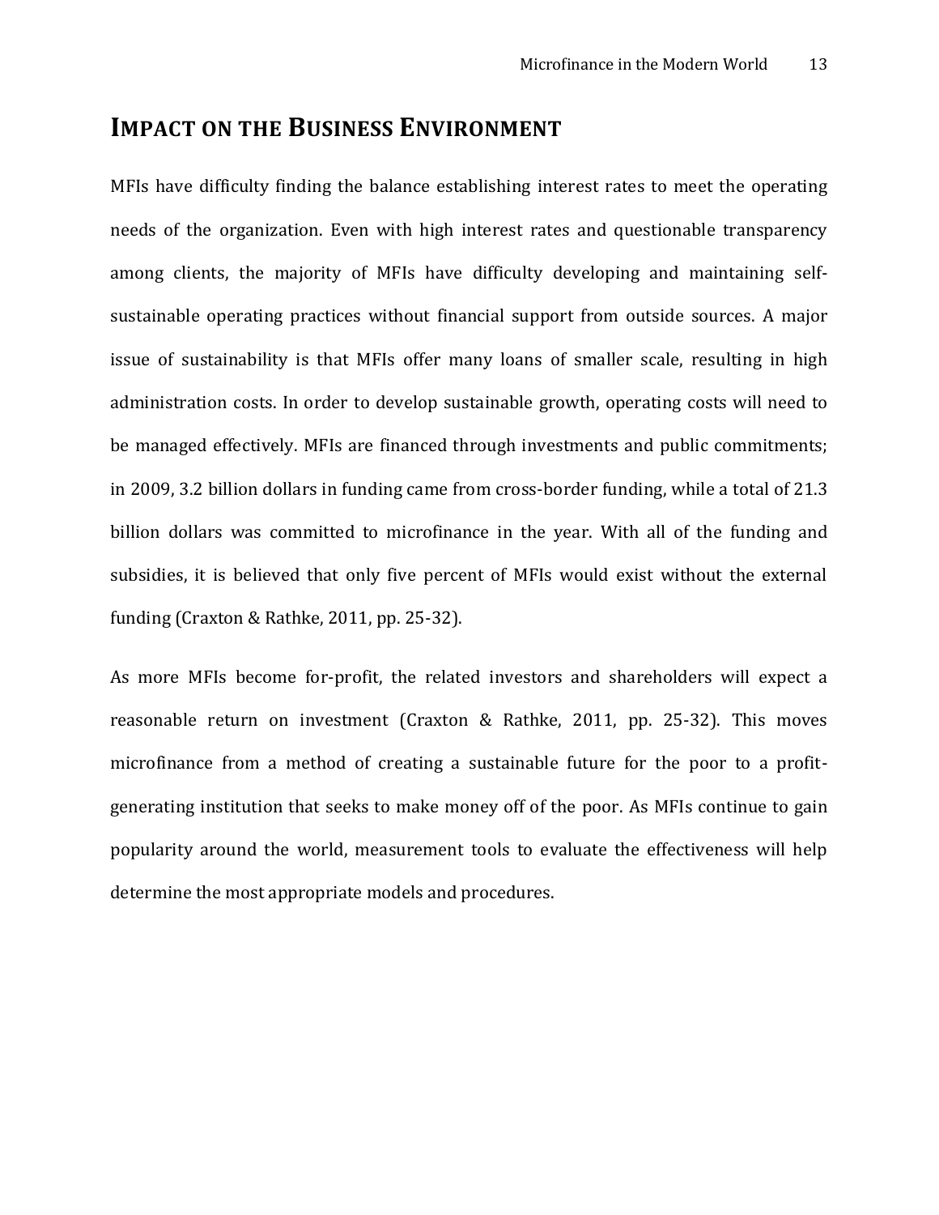## IMPACT ON THE BUSINESS ENVIRONMENT

MFIs have difficulty finding the balance establishing interest rates to meet the operating needs of the organization. Even with high interest rates and questionable transparency among clients, the majority of MFIs have difficulty developing and maintaining self-sustainable operating practices without financial support from outside sources. A major issue of sustainability is that MFIs offer many loans of smaller scale, resulting in high administration costs. In order to develop sustainable growth, operating costs will need to be managed effectively. MFIs are financed through investments and public commitments; in 2009, 3.2 billion dollars in funding came from cross-border funding, while a total of 21.3 billion dollars was committed to microfinance in the year. With all of the funding and subsidies, it is believed that only five percent of MFIs would exist without the external funding (Craxton & Rathke, 2011, pp. 25-32).

As more MFIs become for-profit, the related investors and shareholders will expect a reasonable return on investment (Craxton & Rathke, 2011, pp. 25-32). This moves microfinance from a method of creating a sustainable future for the poor to a profit-generating institution that seeks to make money off of the poor. As MFIs continue to gain popularity around the world, measurement tools to evaluate the effectiveness will help determine the most appropriate models and procedures.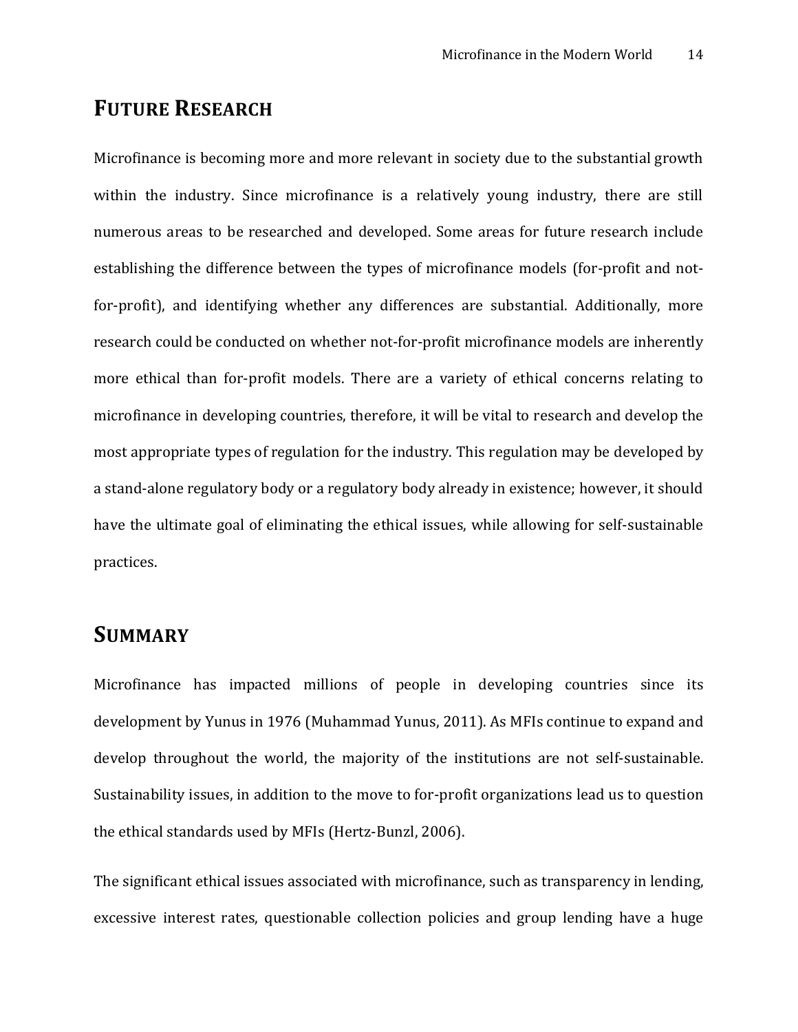## FUTURE RESEARCH

Microfinance is becoming more and more relevant in society due to the substantial growth within the industry. Since microfinance is a relatively young industry, there are still numerous areas to be researched and developed. Some areas for future research include establishing the difference between the types of microfinance models (for-profit and not-for-profit), and identifying whether any differences are substantial. Additionally, more research could be conducted on whether not-for-profit microfinance models are inherently more ethical than for-profit models. There are a variety of ethical concerns relating to microfinance in developing countries, therefore, it will be vital to research and develop the most appropriate types of regulation for the industry. This regulation may be developed by a stand-alone regulatory body or a regulatory body already in existence; however, it should have the ultimate goal of eliminating the ethical issues, while allowing for self-sustainable practices.

## SUMMARY

Microfinance has impacted millions of people in developing countries since its development by Yunus in 1976 (Muhammad Yunus, 2011). As MFIs continue to expand and develop throughout the world, the majority of the institutions are not self-sustainable. Sustainability issues, in addition to the move to for-profit organizations lead us to question the ethical standards used by MFIs (Hertz-Bunzl, 2006).

The significant ethical issues associated with microfinance, such as transparency in lending, excessive interest rates, questionable collection policies and group lending have a huge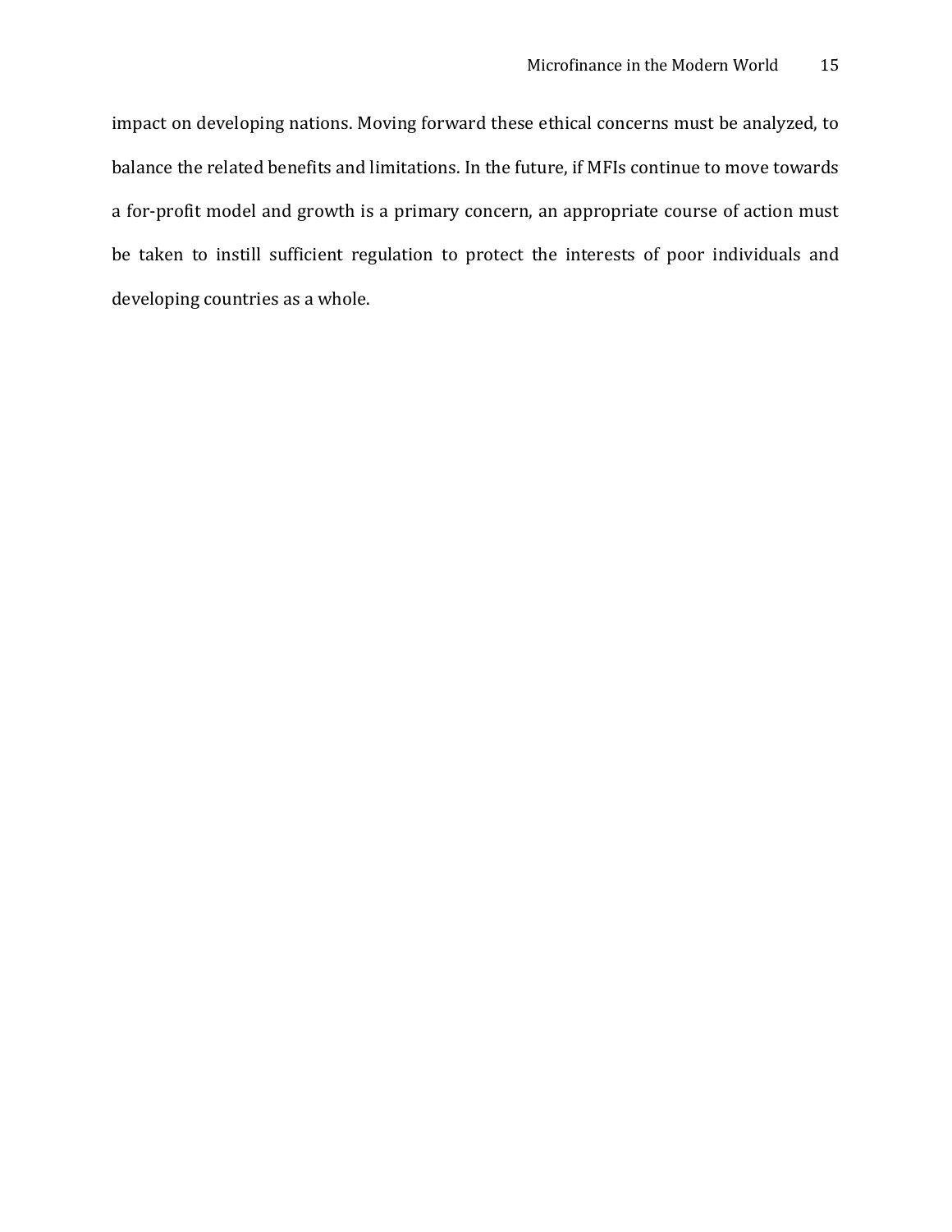impact on developing nations. Moving forward these ethical concerns must be analyzed, to balance the related benefits and limitations. In the future, if MFIs continue to move towards a for-profit model and growth is a primary concern, an appropriate course of action must be taken to instill sufficient regulation to protect the interests of poor individuals and developing countries as a whole.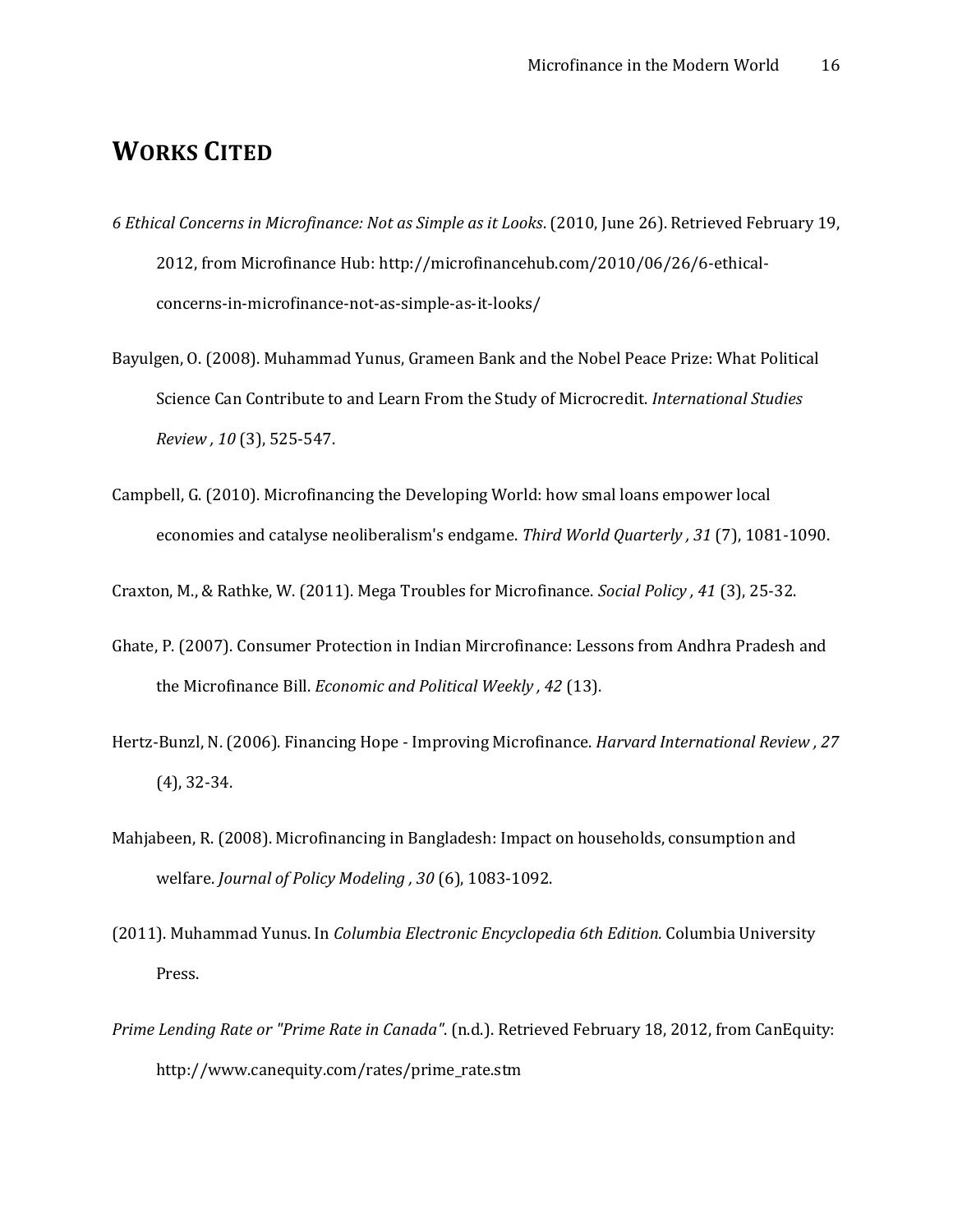# WORKS CITED

*6 Ethical Concerns in Microfinance: Not as Simple as it Looks*. (2010, June 26). Retrieved February 19, 2012, from Microfinance Hub: http://microfinancehub.com/2010/06/26/6-ethical-concerns-in-microfinance-not-as-simple-as-it-looks/

Bayulgen, O. (2008). Muhammad Yunus, Grameen Bank and the Nobel Peace Prize: What Political Science Can Contribute to and Learn From the Study of Microcredit. *International Studies Review , 10* (3), 525-547.

Campbell, G. (2010). Microfinancing the Developing World: how smal loans empower local economies and catalyse neoliberalism's endgame. *Third World Quarterly , 31* (7), 1081-1090.

Craxton, M., & Rathke, W. (2011). Mega Troubles for Microfinance. *Social Policy , 41* (3), 25-32.

Ghate, P. (2007). Consumer Protection in Indian Mircrofinance: Lessons from Andhra Pradesh and the Microfinance Bill. *Economic and Political Weekly , 42* (13).

Hertz-Bunzl, N. (2006). Financing Hope - Improving Microfinance. *Harvard International Review , 27* (4), 32-34.

Mahjabeen, R. (2008). Microfinancing in Bangladesh: Impact on households, consumption and welfare. *Journal of Policy Modeling , 30* (6), 1083-1092.

(2011). Muhammad Yunus. In *Columbia Electronic Encyclopedia 6th Edition.* Columbia University Press.

*Prime Lending Rate or "Prime Rate in Canada"*. (n.d.). Retrieved February 18, 2012, from CanEquity: http://www.canequity.com/rates/prime_rate.stm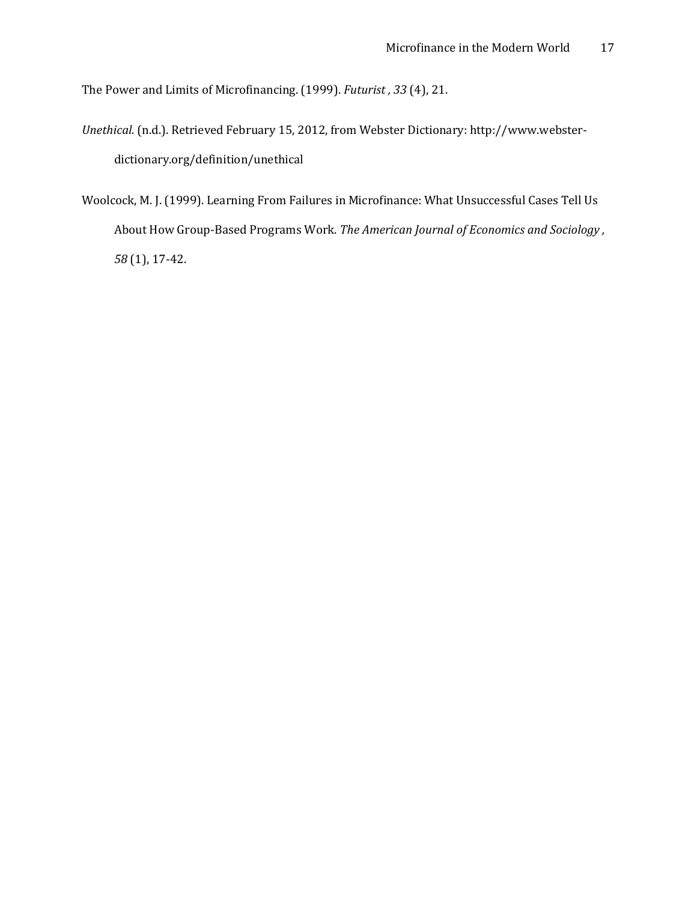The Power and Limits of Microfinancing. (1999). *Futurist , 33* (4), 21.

*Unethical*. (n.d.). Retrieved February 15, 2012, from Webster Dictionary: http://www.webster-dictionary.org/definition/unethical

Woolcock, M. J. (1999). Learning From Failures in Microfinance: What Unsuccessful Cases Tell Us About How Group-Based Programs Work. *The American Journal of Economics and Sociology , 58* (1), 17-42.